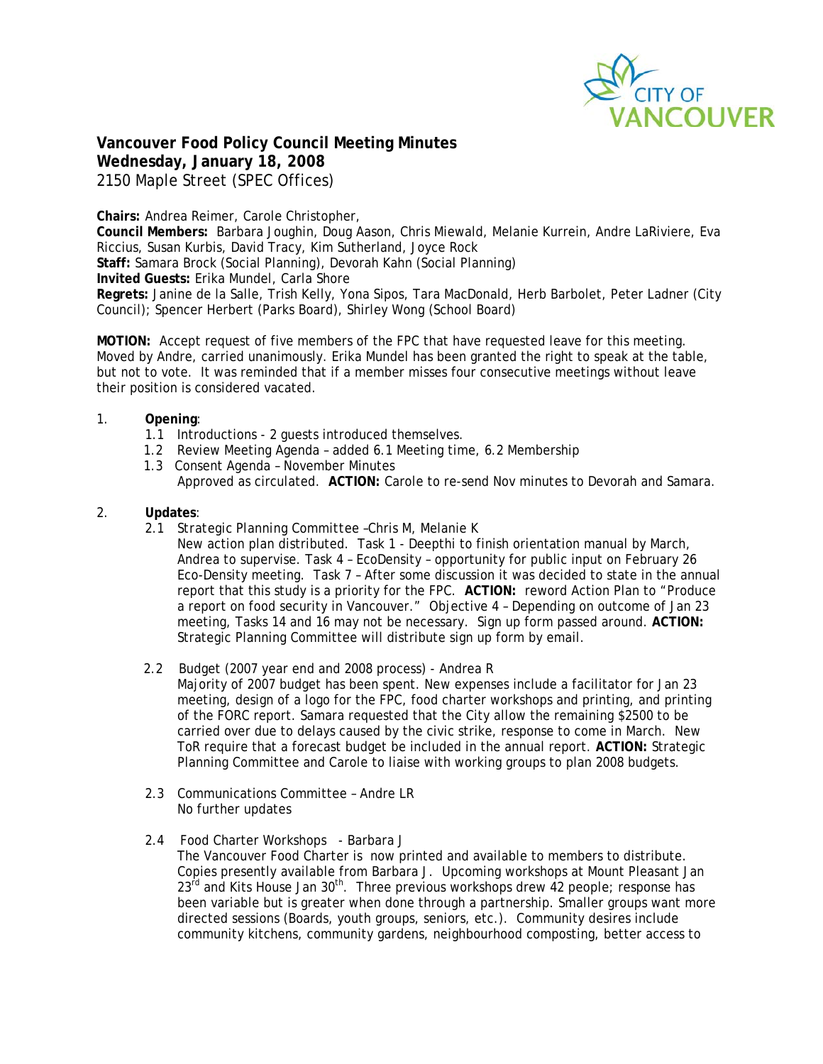# Vancouver Food Policy Council Meeting Minutes

**Wednesday, January 18, 2008**

2150 Maple Street (SPEC Offices)

**Chairs:** Andrea Reimer, Carole Christopher,

**Council Members:** Barbara Joughin, Doug Aason, Chris Miewald, Melanie Kurrein, Andre LaRiviere, Eva Riccius, Susan Kurbis, David Tracy, Kim Sutherland, Joyce Rock

**Staff:** Samara Brock (Social Planning), Devorah Kahn (Social Planning)

**Invited Guests:** Erika Mundel, Carla Shore

**Regrets:** Janine de la Salle, Trish Kelly, Yona Sipos, Tara MacDonald, Herb Barbolet, Peter Ladner (City Council); Spencer Herbert (Parks Board), Shirley Wong (School Board)

**MOTION:** Accept request of five members of the FPC that have requested leave for this meeting. Moved by Andre, carried unanimously. Erika Mundel has been granted the right to speak at the table, but not to vote. It was reminded that if a member misses four consecutive meetings without leave their position is considered vacated.

1. **Opening**:
   - 1.1 Introductions - 2 guests introduced themselves.
   - 1.2 Review Meeting Agenda – added 6.1 Meeting time, 6.2 Membership
   - 1.3 Consent Agenda – November Minutes
     Approved as circulated. **ACTION:** Carole to re-send Nov minutes to Devorah and Samara.

2. **Updates**:
   - 2.1 Strategic Planning Committee –Chris M, Melanie K
     New action plan distributed. Task 1 - Deepthi to finish orientation manual by March, Andrea to supervise. Task 4 – EcoDensity – opportunity for public input on February 26 Eco-Density meeting. Task 7 – After some discussion it was decided to state in the annual report that this study is a priority for the FPC. **ACTION:** reword Action Plan to "Produce a report on food security in Vancouver." Objective 4 – Depending on outcome of Jan 23 meeting, Tasks 14 and 16 may not be necessary. Sign up form passed around. **ACTION:** Strategic Planning Committee will distribute sign up form by email.
   - 2.2 Budget (2007 year end and 2008 process) - Andrea R
     Majority of 2007 budget has been spent. New expenses include a facilitator for Jan 23 meeting, design of a logo for the FPC, food charter workshops and printing, and printing of the FORC report. Samara requested that the City allow the remaining $2500 to be carried over due to delays caused by the civic strike, response to come in March. New ToR require that a forecast budget be included in the annual report. **ACTION:** Strategic Planning Committee and Carole to liaise with working groups to plan 2008 budgets.
   - 2.3 Communications Committee – Andre LR
     No further updates
   - 2.4 Food Charter Workshops - Barbara J
     The Vancouver Food Charter is now printed and available to members to distribute. Copies presently available from Barbara J. Upcoming workshops at Mount Pleasant Jan 23rd and Kits House Jan 30th. Three previous workshops drew 42 people; response has been variable but is greater when done through a partnership. Smaller groups want more directed sessions (Boards, youth groups, seniors, etc.). Community desires include community kitchens, community gardens, neighbourhood composting, better access to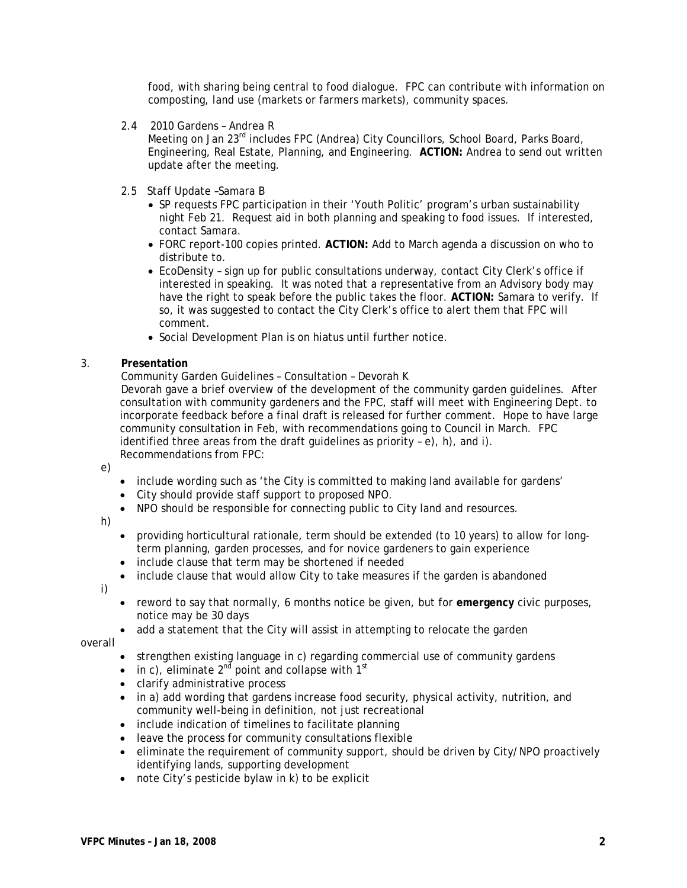food, with sharing being central to food dialogue. FPC can contribute with information on composting, land use (markets or farmers markets), community spaces.

2.4 2010 Gardens – Andrea R
Meeting on Jan 23rd includes FPC (Andrea) City Councillors, School Board, Parks Board, Engineering, Real Estate, Planning, and Engineering. **ACTION:** Andrea to send out written update after the meeting.

2.5 Staff Update –Samara B

- SP requests FPC participation in their 'Youth Politic' program's urban sustainability night Feb 21. Request aid in both planning and speaking to food issues. If interested, contact Samara.
- FORC report-100 copies printed. **ACTION:** Add to March agenda a discussion on who to distribute to.
- EcoDensity – sign up for public consultations underway, contact City Clerk's office if interested in speaking. It was noted that a representative from an Advisory body may have the right to speak before the public takes the floor. **ACTION:** Samara to verify. If so, it was suggested to contact the City Clerk's office to alert them that FPC will comment.
- Social Development Plan is on hiatus until further notice.

3. **Presentation**

Community Garden Guidelines – Consultation – Devorah K
Devorah gave a brief overview of the development of the community garden guidelines. After consultation with community gardeners and the FPC, staff will meet with Engineering Dept. to incorporate feedback before a final draft is released for further comment. Hope to have large community consultation in Feb, with recommendations going to Council in March. FPC identified three areas from the draft guidelines as priority – e), h), and i).
Recommendations from FPC:

e)

- include wording such as 'the City is committed to making land available for gardens'
- City should provide staff support to proposed NPO.
- NPO should be responsible for connecting public to City land and resources.

h)

- providing horticultural rationale, term should be extended (to 10 years) to allow for long-term planning, garden processes, and for novice gardeners to gain experience
- include clause that term may be shortened if needed
- include clause that would allow City to take measures if the garden is abandoned

i)

- reword to say that normally, 6 months notice be given, but for **emergency** civic purposes, notice may be 30 days
- add a statement that the City will assist in attempting to relocate the garden

overall

- strengthen existing language in c) regarding commercial use of community gardens
- in c), eliminate 2nd point and collapse with 1st
- clarify administrative process
- in a) add wording that gardens increase food security, physical activity, nutrition, and community well-being in definition, not just recreational
- include indication of timelines to facilitate planning
- leave the process for community consultations flexible
- eliminate the requirement of community support, should be driven by City/NPO proactively identifying lands, supporting development
- note City's pesticide bylaw in k) to be explicit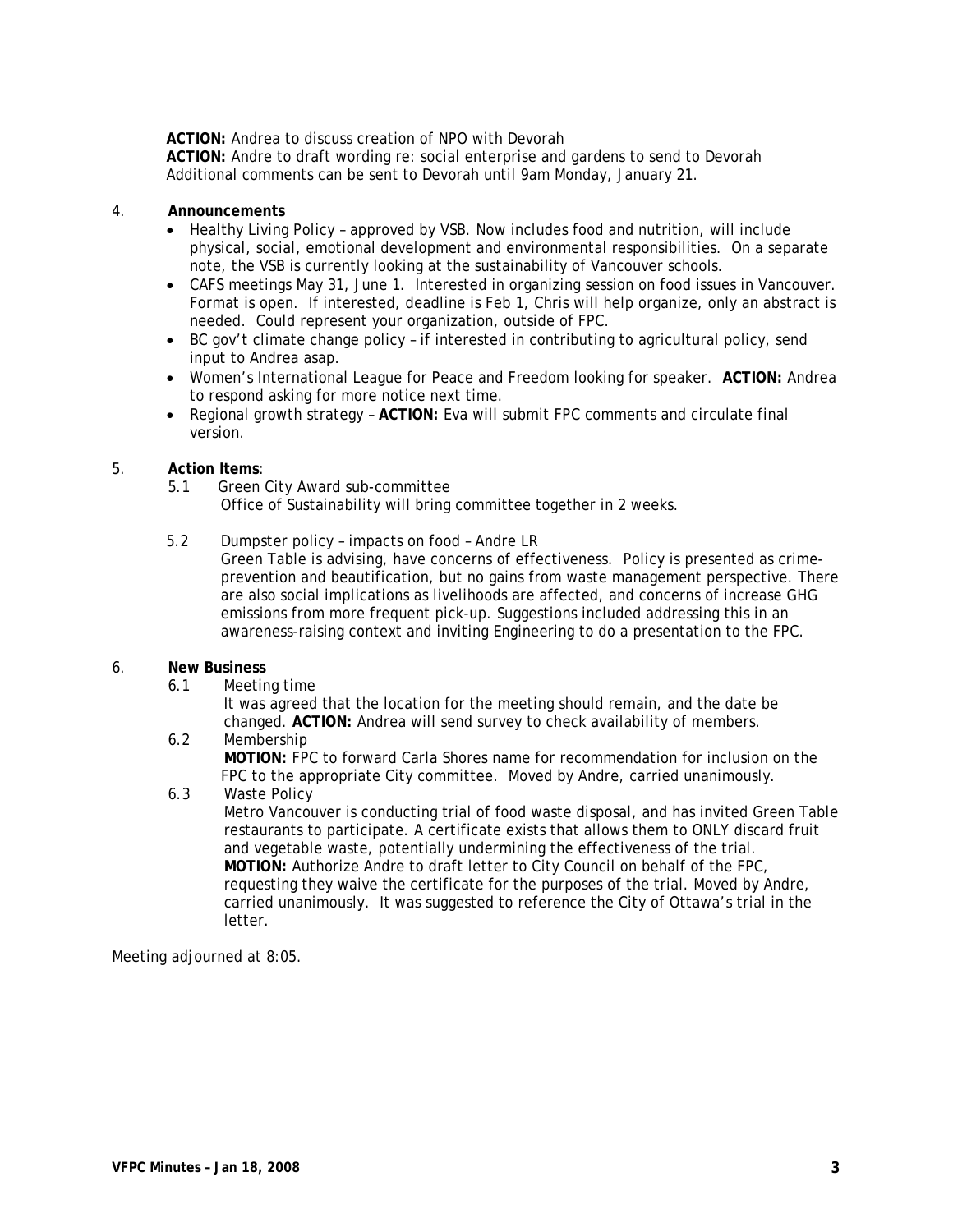**ACTION:** Andrea to discuss creation of NPO with Devorah
**ACTION:** Andre to draft wording re: social enterprise and gardens to send to Devorah
Additional comments can be sent to Devorah until 9am Monday, January 21.

4. **Announcements**
   - Healthy Living Policy – approved by VSB. Now includes food and nutrition, will include physical, social, emotional development and environmental responsibilities. On a separate note, the VSB is currently looking at the sustainability of Vancouver schools.
   - CAFS meetings May 31, June 1. Interested in organizing session on food issues in Vancouver. Format is open. If interested, deadline is Feb 1, Chris will help organize, only an abstract is needed. Could represent your organization, outside of FPC.
   - BC gov't climate change policy – if interested in contributing to agricultural policy, send input to Andrea asap.
   - Women's International League for Peace and Freedom looking for speaker. **ACTION:** Andrea to respond asking for more notice next time.
   - Regional growth strategy – **ACTION:** Eva will submit FPC comments and circulate final version.

5. **Action Items**:

   5.1 Green City Award sub-committee
   Office of Sustainability will bring committee together in 2 weeks.

   5.2 Dumpster policy – impacts on food – Andre LR
   Green Table is advising, have concerns of effectiveness. Policy is presented as crime-prevention and beautification, but no gains from waste management perspective. There are also social implications as livelihoods are affected, and concerns of increase GHG emissions from more frequent pick-up. Suggestions included addressing this in an awareness-raising context and inviting Engineering to do a presentation to the FPC.

6. **New Business**

   6.1 Meeting time
   It was agreed that the location for the meeting should remain, and the date be changed. **ACTION:** Andrea will send survey to check availability of members.

   6.2 Membership
   **MOTION:** FPC to forward Carla Shores name for recommendation for inclusion on the FPC to the appropriate City committee. Moved by Andre, carried unanimously.

   6.3 Waste Policy
   Metro Vancouver is conducting trial of food waste disposal, and has invited Green Table restaurants to participate. A certificate exists that allows them to ONLY discard fruit and vegetable waste, potentially undermining the effectiveness of the trial.
   **MOTION:** Authorize Andre to draft letter to City Council on behalf of the FPC, requesting they waive the certificate for the purposes of the trial. Moved by Andre, carried unanimously. It was suggested to reference the City of Ottawa's trial in the letter.

Meeting adjourned at 8:05.